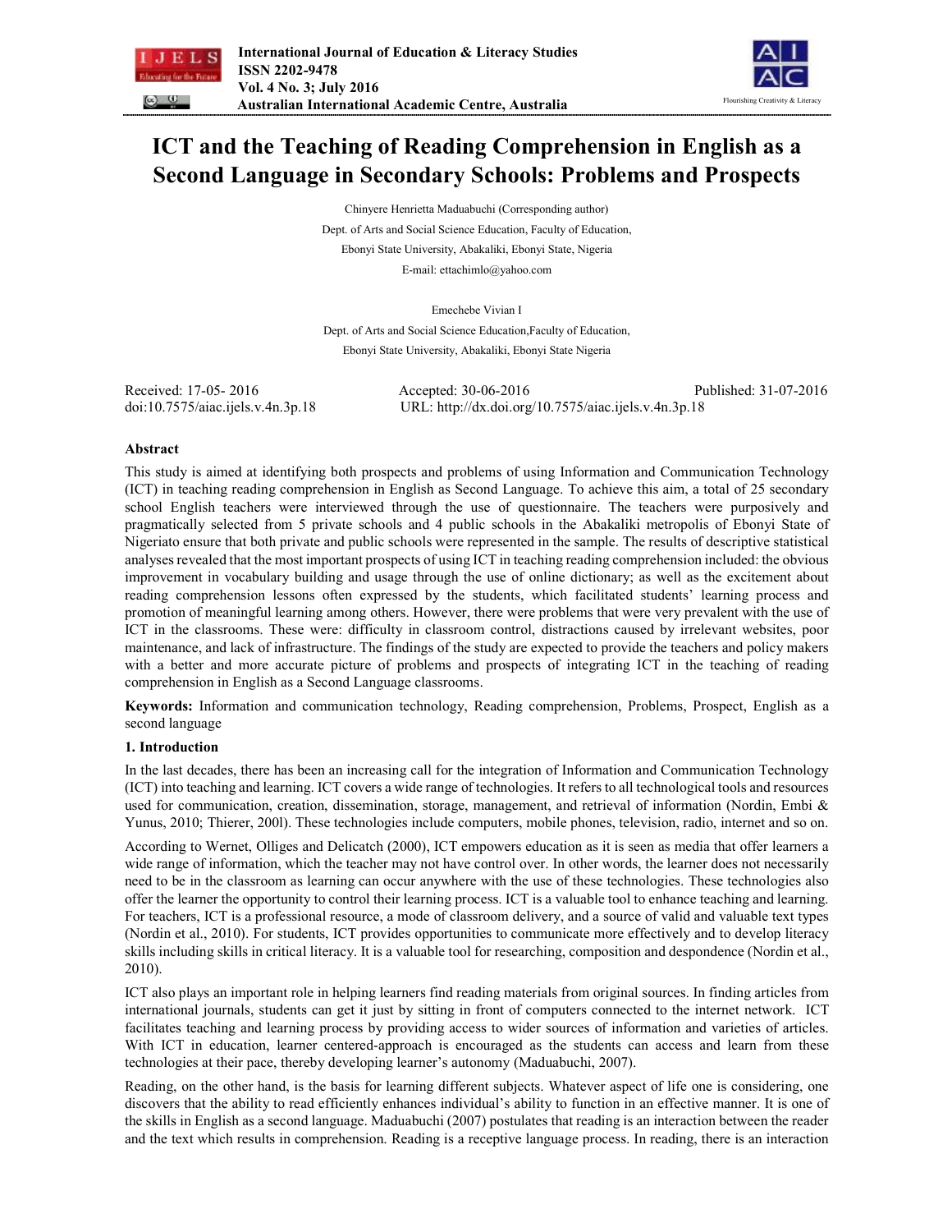# ICT and the Teaching of Reading Comprehension in English as a Second Language in Secondary Schools: Problems and Prospects

Chinyere Henrietta Maduabuchi (Corresponding author)

Dept. of Arts and Social Science Education, Faculty of Education,

Ebonyi State University, Abakaliki, Ebonyi State, Nigeria

E-mail: ettachimlo@yahoo.com

Emechebe Vivian I

Dept. of Arts and Social Science Education,Faculty of Education,

Ebonyi State University, Abakaliki, Ebonyi State Nigeria

Received: 17-05- 2016 Accepted: 30-06-2016 Published: 31-07-2016

doi:10.7575/aiac.ijels.v.4n.3p.18 URL: http://dx.doi.org/10.7575/aiac.ijels.v.4n.3p.18

## Abstract

This study is aimed at identifying both prospects and problems of using Information and Communication Technology (ICT) in teaching reading comprehension in English as Second Language. To achieve this aim, a total of 25 secondary school English teachers were interviewed through the use of questionnaire. The teachers were purposively and pragmatically selected from 5 private schools and 4 public schools in the Abakaliki metropolis of Ebonyi State of Nigeriato ensure that both private and public schools were represented in the sample. The results of descriptive statistical analyses revealed that the most important prospects of using ICT in teaching reading comprehension included: the obvious improvement in vocabulary building and usage through the use of online dictionary; as well as the excitement about reading comprehension lessons often expressed by the students, which facilitated students' learning process and promotion of meaningful learning among others. However, there were problems that were very prevalent with the use of ICT in the classrooms. These were: difficulty in classroom control, distractions caused by irrelevant websites, poor maintenance, and lack of infrastructure. The findings of the study are expected to provide the teachers and policy makers with a better and more accurate picture of problems and prospects of integrating ICT in the teaching of reading comprehension in English as a Second Language classrooms.

**Keywords:** Information and communication technology, Reading comprehension, Problems, Prospect, English as a second language

## 1. Introduction

In the last decades, there has been an increasing call for the integration of Information and Communication Technology (ICT) into teaching and learning. ICT covers a wide range of technologies. It refers to all technological tools and resources used for communication, creation, dissemination, storage, management, and retrieval of information (Nordin, Embi & Yunus, 2010; Thierer, 200l). These technologies include computers, mobile phones, television, radio, internet and so on.

According to Wernet, Olliges and Delicatch (2000), ICT empowers education as it is seen as media that offer learners a wide range of information, which the teacher may not have control over. In other words, the learner does not necessarily need to be in the classroom as learning can occur anywhere with the use of these technologies. These technologies also offer the learner the opportunity to control their learning process. ICT is a valuable tool to enhance teaching and learning. For teachers, ICT is a professional resource, a mode of classroom delivery, and a source of valid and valuable text types (Nordin et al., 2010). For students, ICT provides opportunities to communicate more effectively and to develop literacy skills including skills in critical literacy. It is a valuable tool for researching, composition and despondence (Nordin et al., 2010).

ICT also plays an important role in helping learners find reading materials from original sources. In finding articles from international journals, students can get it just by sitting in front of computers connected to the internet network. ICT facilitates teaching and learning process by providing access to wider sources of information and varieties of articles. With ICT in education, learner centered-approach is encouraged as the students can access and learn from these technologies at their pace, thereby developing learner's autonomy (Maduabuchi, 2007).

Reading, on the other hand, is the basis for learning different subjects. Whatever aspect of life one is considering, one discovers that the ability to read efficiently enhances individual's ability to function in an effective manner. It is one of the skills in English as a second language. Maduabuchi (2007) postulates that reading is an interaction between the reader and the text which results in comprehension. Reading is a receptive language process. In reading, there is an interaction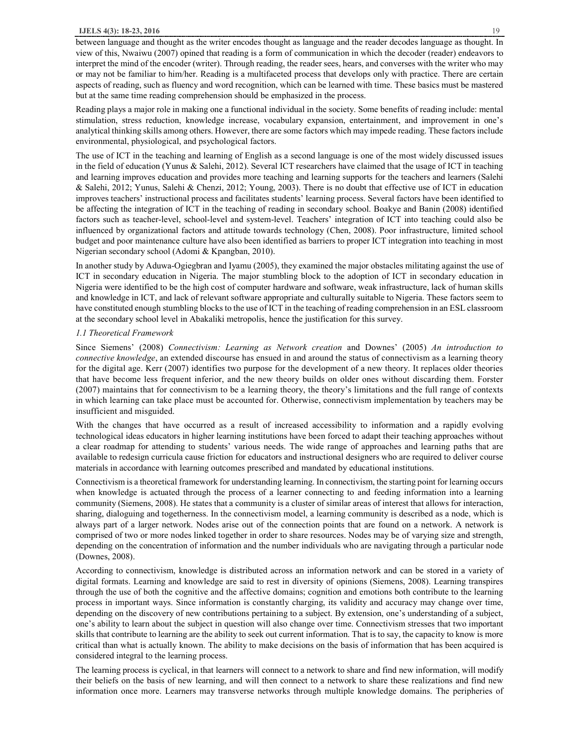between language and thought as the writer encodes thought as language and the reader decodes language as thought. In view of this, Nwaiwu (2007) opined that reading is a form of communication in which the decoder (reader) endeavors to interpret the mind of the encoder (writer). Through reading, the reader sees, hears, and converses with the writer who may or may not be familiar to him/her. Reading is a multifaceted process that develops only with practice. There are certain aspects of reading, such as fluency and word recognition, which can be learned with time. These basics must be mastered but at the same time reading comprehension should be emphasized in the process.

Reading plays a major role in making one a functional individual in the society. Some benefits of reading include: mental stimulation, stress reduction, knowledge increase, vocabulary expansion, entertainment, and improvement in one's analytical thinking skills among others. However, there are some factors which may impede reading. These factors include environmental, physiological, and psychological factors.

The use of ICT in the teaching and learning of English as a second language is one of the most widely discussed issues in the field of education (Yunus & Salehi, 2012). Several ICT researchers have claimed that the usage of ICT in teaching and learning improves education and provides more teaching and learning supports for the teachers and learners (Salehi & Salehi, 2012; Yunus, Salehi & Chenzi, 2012; Young, 2003). There is no doubt that effective use of ICT in education improves teachers' instructional process and facilitates students' learning process. Several factors have been identified to be affecting the integration of ICT in the teaching of reading in secondary school. Boakye and Banin (2008) identified factors such as teacher-level, school-level and system-level. Teachers' integration of ICT into teaching could also be influenced by organizational factors and attitude towards technology (Chen, 2008). Poor infrastructure, limited school budget and poor maintenance culture have also been identified as barriers to proper ICT integration into teaching in most Nigerian secondary school (Adomi & Kpangban, 2010).

In another study by Aduwa-Ogiegbran and Iyamu (2005), they examined the major obstacles militating against the use of ICT in secondary education in Nigeria. The major stumbling block to the adoption of ICT in secondary education in Nigeria were identified to be the high cost of computer hardware and software, weak infrastructure, lack of human skills and knowledge in ICT, and lack of relevant software appropriate and culturally suitable to Nigeria. These factors seem to have constituted enough stumbling blocks to the use of ICT in the teaching of reading comprehension in an ESL classroom at the secondary school level in Abakaliki metropolis, hence the justification for this survey.

### *1.1 Theoretical Framework*

Since Siemens' (2008) *Connectivism: Learning as Network creation* and Downes' (2005) *An introduction to connective knowledge*, an extended discourse has ensued in and around the status of connectivism as a learning theory for the digital age. Kerr (2007) identifies two purpose for the development of a new theory. It replaces older theories that have become less frequent inferior, and the new theory builds on older ones without discarding them. Forster (2007) maintains that for connectivism to be a learning theory, the theory's limitations and the full range of contexts in which learning can take place must be accounted for. Otherwise, connectivism implementation by teachers may be insufficient and misguided.

With the changes that have occurred as a result of increased accessibility to information and a rapidly evolving technological ideas educators in higher learning institutions have been forced to adapt their teaching approaches without a clear roadmap for attending to students' various needs. The wide range of approaches and learning paths that are available to redesign curricula cause friction for educators and instructional designers who are required to deliver course materials in accordance with learning outcomes prescribed and mandated by educational institutions.

Connectivism is a theoretical framework for understanding learning. In connectivism, the starting point for learning occurs when knowledge is actuated through the process of a learner connecting to and feeding information into a learning community (Siemens, 2008). He states that a community is a cluster of similar areas of interest that allows for interaction, sharing, dialoguing and togetherness. In the connectivism model, a learning community is described as a node, which is always part of a larger network. Nodes arise out of the connection points that are found on a network. A network is comprised of two or more nodes linked together in order to share resources. Nodes may be of varying size and strength, depending on the concentration of information and the number individuals who are navigating through a particular node (Downes, 2008).

According to connectivism, knowledge is distributed across an information network and can be stored in a variety of digital formats. Learning and knowledge are said to rest in diversity of opinions (Siemens, 2008). Learning transpires through the use of both the cognitive and the affective domains; cognition and emotions both contribute to the learning process in important ways. Since information is constantly charging, its validity and accuracy may change over time, depending on the discovery of new contributions pertaining to a subject. By extension, one's understanding of a subject, one's ability to learn about the subject in question will also change over time. Connectivism stresses that two important skills that contribute to learning are the ability to seek out current information. That is to say, the capacity to know is more critical than what is actually known. The ability to make decisions on the basis of information that has been acquired is considered integral to the learning process.

The learning process is cyclical, in that learners will connect to a network to share and find new information, will modify their beliefs on the basis of new learning, and will then connect to a network to share these realizations and find new information once more. Learners may transverse networks through multiple knowledge domains. The peripheries of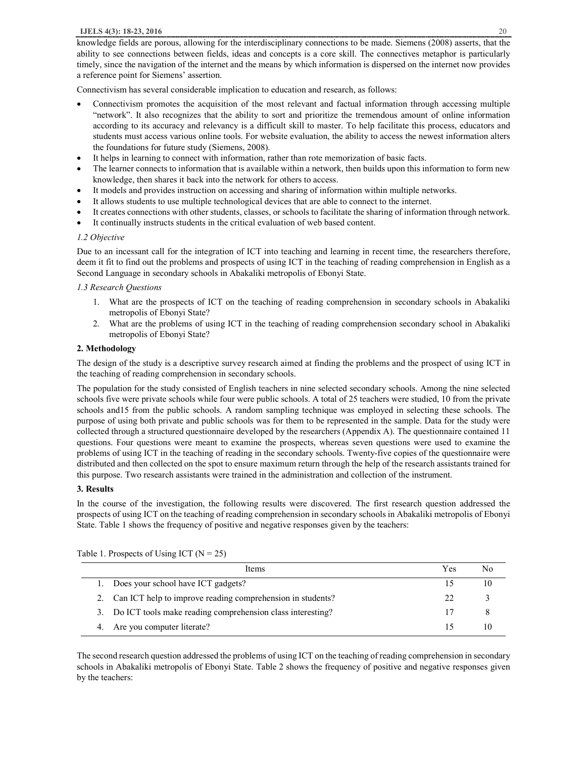knowledge fields are porous, allowing for the interdisciplinary connections to be made. Siemens (2008) asserts, that the ability to see connections between fields, ideas and concepts is a core skill. The connectives metaphor is particularly timely, since the navigation of the internet and the means by which information is dispersed on the internet now provides a reference point for Siemens' assertion.

Connectivism has several considerable implication to education and research, as follows:

- Connectivism promotes the acquisition of the most relevant and factual information through accessing multiple "network". It also recognizes that the ability to sort and prioritize the tremendous amount of online information according to its accuracy and relevancy is a difficult skill to master. To help facilitate this process, educators and students must access various online tools. For website evaluation, the ability to access the newest information alters the foundations for future study (Siemens, 2008).
- It helps in learning to connect with information, rather than rote memorization of basic facts.
- The learner connects to information that is available within a network, then builds upon this information to form new knowledge, then shares it back into the network for others to access.
- It models and provides instruction on accessing and sharing of information within multiple networks.
- It allows students to use multiple technological devices that are able to connect to the internet.
- It creates connections with other students, classes, or schools to facilitate the sharing of information through network.
- It continually instructs students in the critical evaluation of web based content.

### *1.2 Objective*

Due to an incessant call for the integration of ICT into teaching and learning in recent time, the researchers therefore, deem it fit to find out the problems and prospects of using ICT in the teaching of reading comprehension in English as a Second Language in secondary schools in Abakaliki metropolis of Ebonyi State.

### *1.3 Research Questions*

1. What are the prospects of ICT on the teaching of reading comprehension in secondary schools in Abakaliki metropolis of Ebonyi State?
2. What are the problems of using ICT in the teaching of reading comprehension secondary school in Abakaliki metropolis of Ebonyi State?

## 2. Methodology

The design of the study is a descriptive survey research aimed at finding the problems and the prospect of using ICT in the teaching of reading comprehension in secondary schools.

The population for the study consisted of English teachers in nine selected secondary schools. Among the nine selected schools five were private schools while four were public schools. A total of 25 teachers were studied, 10 from the private schools and15 from the public schools. A random sampling technique was employed in selecting these schools. The purpose of using both private and public schools was for them to be represented in the sample. Data for the study were collected through a structured questionnaire developed by the researchers (Appendix A). The questionnaire contained 11 questions. Four questions were meant to examine the prospects, whereas seven questions were used to examine the problems of using ICT in the teaching of reading in the secondary schools. Twenty-five copies of the questionnaire were distributed and then collected on the spot to ensure maximum return through the help of the research assistants trained for this purpose. Two research assistants were trained in the administration and collection of the instrument.

## 3. Results

In the course of the investigation, the following results were discovered. The first research question addressed the prospects of using ICT on the teaching of reading comprehension in secondary schools in Abakaliki metropolis of Ebonyi State. Table 1 shows the frequency of positive and negative responses given by the teachers:

Table 1. Prospects of Using ICT (N = 25)

| Items | Yes | No |
|---|---|---|
| 1. Does your school have ICT gadgets? | 15 | 10 |
| 2. Can ICT help to improve reading comprehension in students? | 22 | 3 |
| 3. Do ICT tools make reading comprehension class interesting? | 17 | 8 |
| 4. Are you computer literate? | 15 | 10 |

The second research question addressed the problems of using ICT on the teaching of reading comprehension in secondary schools in Abakaliki metropolis of Ebonyi State. Table 2 shows the frequency of positive and negative responses given by the teachers: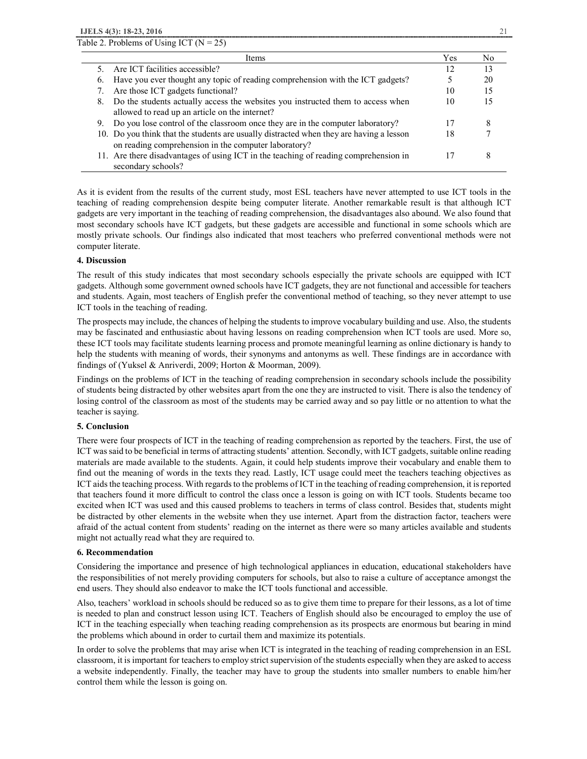Table 2. Problems of Using ICT (N = 25)

| Items | Yes | No |
|---|---|---|
| 5. Are ICT facilities accessible? | 12 | 13 |
| 6. Have you ever thought any topic of reading comprehension with the ICT gadgets? | 5 | 20 |
| 7. Are those ICT gadgets functional? | 10 | 15 |
| 8. Do the students actually access the websites you instructed them to access when allowed to read up an article on the internet? | 10 | 15 |
| 9. Do you lose control of the classroom once they are in the computer laboratory? | 17 | 8 |
| 10. Do you think that the students are usually distracted when they are having a lesson on reading comprehension in the computer laboratory? | 18 | 7 |
| 11. Are there disadvantages of using ICT in the teaching of reading comprehension in secondary schools? | 17 | 8 |

As it is evident from the results of the current study, most ESL teachers have never attempted to use ICT tools in the teaching of reading comprehension despite being computer literate. Another remarkable result is that although ICT gadgets are very important in the teaching of reading comprehension, the disadvantages also abound. We also found that most secondary schools have ICT gadgets, but these gadgets are accessible and functional in some schools which are mostly private schools. Our findings also indicated that most teachers who preferred conventional methods were not computer literate.

## 4. Discussion

The result of this study indicates that most secondary schools especially the private schools are equipped with ICT gadgets. Although some government owned schools have ICT gadgets, they are not functional and accessible for teachers and students. Again, most teachers of English prefer the conventional method of teaching, so they never attempt to use ICT tools in the teaching of reading.

The prospects may include, the chances of helping the students to improve vocabulary building and use. Also, the students may be fascinated and enthusiastic about having lessons on reading comprehension when ICT tools are used. More so, these ICT tools may facilitate students learning process and promote meaningful learning as online dictionary is handy to help the students with meaning of words, their synonyms and antonyms as well. These findings are in accordance with findings of (Yuksel & Anriverdi, 2009; Horton & Moorman, 2009).

Findings on the problems of ICT in the teaching of reading comprehension in secondary schools include the possibility of students being distracted by other websites apart from the one they are instructed to visit. There is also the tendency of losing control of the classroom as most of the students may be carried away and so pay little or no attention to what the teacher is saying.

## 5. Conclusion

There were four prospects of ICT in the teaching of reading comprehension as reported by the teachers. First, the use of ICT was said to be beneficial in terms of attracting students' attention. Secondly, with ICT gadgets, suitable online reading materials are made available to the students. Again, it could help students improve their vocabulary and enable them to find out the meaning of words in the texts they read. Lastly, ICT usage could meet the teachers teaching objectives as ICT aids the teaching process. With regards to the problems of ICT in the teaching of reading comprehension, it is reported that teachers found it more difficult to control the class once a lesson is going on with ICT tools. Students became too excited when ICT was used and this caused problems to teachers in terms of class control. Besides that, students might be distracted by other elements in the website when they use internet. Apart from the distraction factor, teachers were afraid of the actual content from students' reading on the internet as there were so many articles available and students might not actually read what they are required to.

## 6. Recommendation

Considering the importance and presence of high technological appliances in education, educational stakeholders have the responsibilities of not merely providing computers for schools, but also to raise a culture of acceptance amongst the end users. They should also endeavor to make the ICT tools functional and accessible.

Also, teachers' workload in schools should be reduced so as to give them time to prepare for their lessons, as a lot of time is needed to plan and construct lesson using ICT. Teachers of English should also be encouraged to employ the use of ICT in the teaching especially when teaching reading comprehension as its prospects are enormous but bearing in mind the problems which abound in order to curtail them and maximize its potentials.

In order to solve the problems that may arise when ICT is integrated in the teaching of reading comprehension in an ESL classroom, it is important for teachers to employ strict supervision of the students especially when they are asked to access a website independently. Finally, the teacher may have to group the students into smaller numbers to enable him/her control them while the lesson is going on.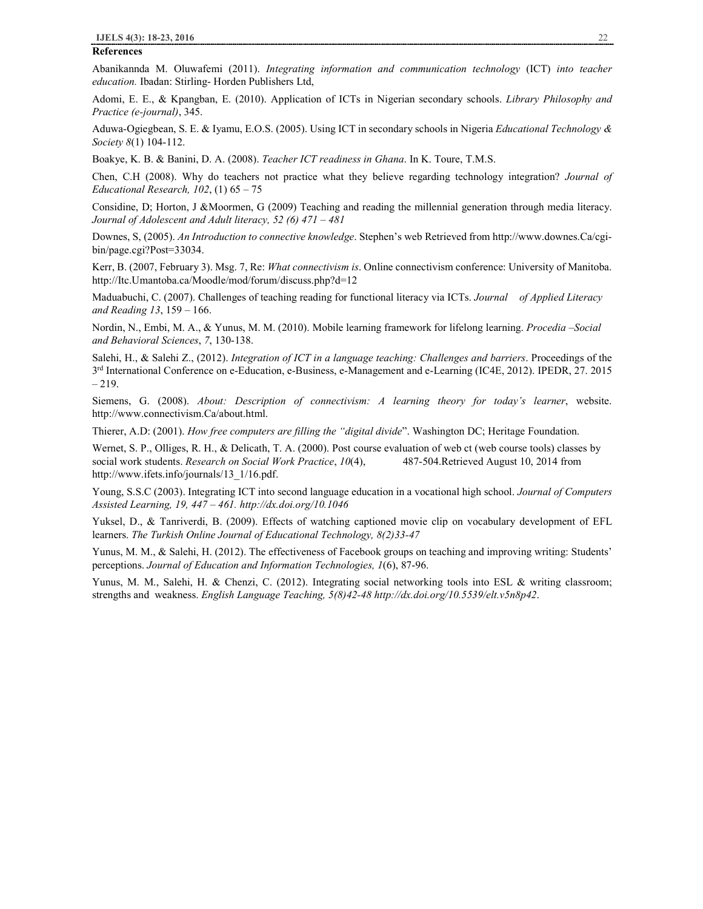**References**

Abanikannda M. Oluwafemi (2011). *Integrating information and communication technology* (ICT) *into teacher education.* Ibadan: Stirling- Horden Publishers Ltd,

Adomi, E. E., & Kpangban, E. (2010). Application of ICTs in Nigerian secondary schools. *Library Philosophy and Practice (e-journal)*, 345.

Aduwa-Ogiegbean, S. E. & Iyamu, E.O.S. (2005). Using ICT in secondary schools in Nigeria *Educational Technology & Society 8*(1) 104-112.

Boakye, K. B. & Banini, D. A. (2008). *Teacher ICT readiness in Ghana*. In K. Toure, T.M.S.

Chen, C.H (2008). Why do teachers not practice what they believe regarding technology integration? *Journal of Educational Research, 102*, (1) 65 – 75

Considine, D; Horton, J &Moormen, G (2009) Teaching and reading the millennial generation through media literacy. *Journal of Adolescent and Adult literacy, 52 (6) 471 – 481*

Downes, S, (2005). *An Introduction to connective knowledge*. Stephen's web Retrieved from http://www.downes.Ca/cgi-bin/page.cgi?Post=33034.

Kerr, B. (2007, February 3). Msg. 7, Re: *What connectivism is*. Online connectivism conference: University of Manitoba. http://Itc.Umantoba.ca/Moodle/mod/forum/discuss.php?d=12

Maduabuchi, C. (2007). Challenges of teaching reading for functional literacy via ICTs. *Journal of Applied Literacy and Reading 13*, 159 – 166.

Nordin, N., Embi, M. A., & Yunus, M. M. (2010). Mobile learning framework for lifelong learning. *Procedia –Social and Behavioral Sciences*, *7*, 130-138.

Salehi, H., & Salehi Z., (2012). *Integration of ICT in a language teaching: Challenges and barriers*. Proceedings of the 3rd International Conference on e-Education, e-Business, e-Management and e-Learning (IC4E, 2012). IPEDR, 27. 2015 – 219.

Siemens, G. (2008). *About: Description of connectivism: A learning theory for today's learner*, website. http://www.connectivism.Ca/about.html.

Thierer, A.D: (2001). *How free computers are filling the "digital divide*". Washington DC; Heritage Foundation.

Wernet, S. P., Olliges, R. H., & Delicath, T. A. (2000). Post course evaluation of web ct (web course tools) classes by social work students. *Research on Social Work Practice*, *10*(4), 487-504.Retrieved August 10, 2014 from http://www.ifets.info/journals/13_1/16.pdf.

Young, S.S.C (2003). Integrating ICT into second language education in a vocational high school. *Journal of Computers Assisted Learning, 19, 447 – 461. http://dx.doi.org/10.1046*

Yuksel, D., & Tanriverdi, B. (2009). Effects of watching captioned movie clip on vocabulary development of EFL learners. *The Turkish Online Journal of Educational Technology, 8(2)33-47*

Yunus, M. M., & Salehi, H. (2012). The effectiveness of Facebook groups on teaching and improving writing: Students' perceptions. *Journal of Education and Information Technologies, 1*(6), 87-96.

Yunus, M. M., Salehi, H. & Chenzi, C. (2012). Integrating social networking tools into ESL & writing classroom; strengths and weakness. *English Language Teaching, 5(8)42-48 http://dx.doi.org/10.5539/elt.v5n8p42*.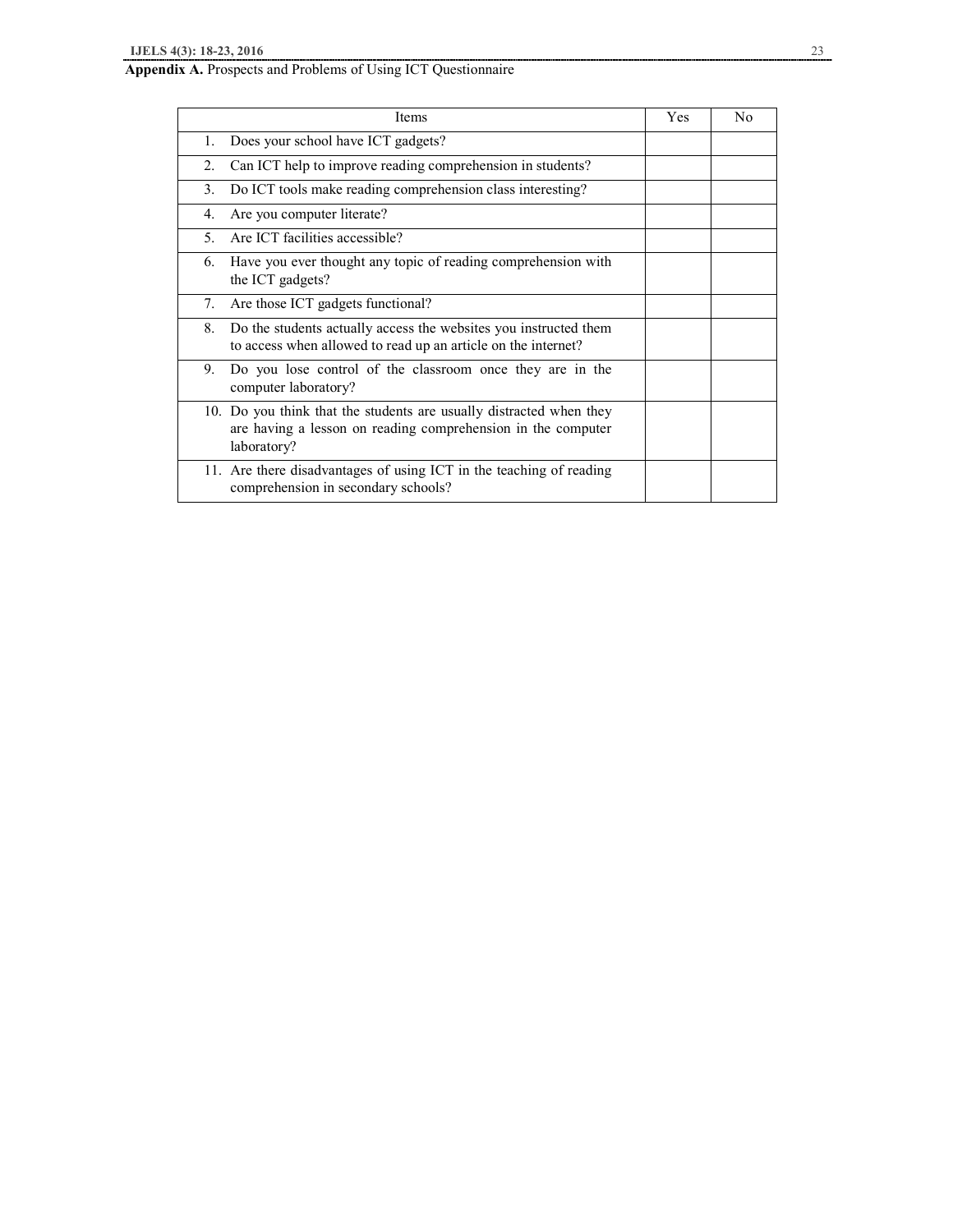**Appendix A.** Prospects and Problems of Using ICT Questionnaire

| Items | Yes | No |
| --- | --- | --- |
| 1. Does your school have ICT gadgets? | | |
| 2. Can ICT help to improve reading comprehension in students? | | |
| 3. Do ICT tools make reading comprehension class interesting? | | |
| 4. Are you computer literate? | | |
| 5. Are ICT facilities accessible? | | |
| 6. Have you ever thought any topic of reading comprehension with the ICT gadgets? | | |
| 7. Are those ICT gadgets functional? | | |
| 8. Do the students actually access the websites you instructed them to access when allowed to read up an article on the internet? | | |
| 9. Do you lose control of the classroom once they are in the computer laboratory? | | |
| 10. Do you think that the students are usually distracted when they are having a lesson on reading comprehension in the computer laboratory? | | |
| 11. Are there disadvantages of using ICT in the teaching of reading comprehension in secondary schools? | | |